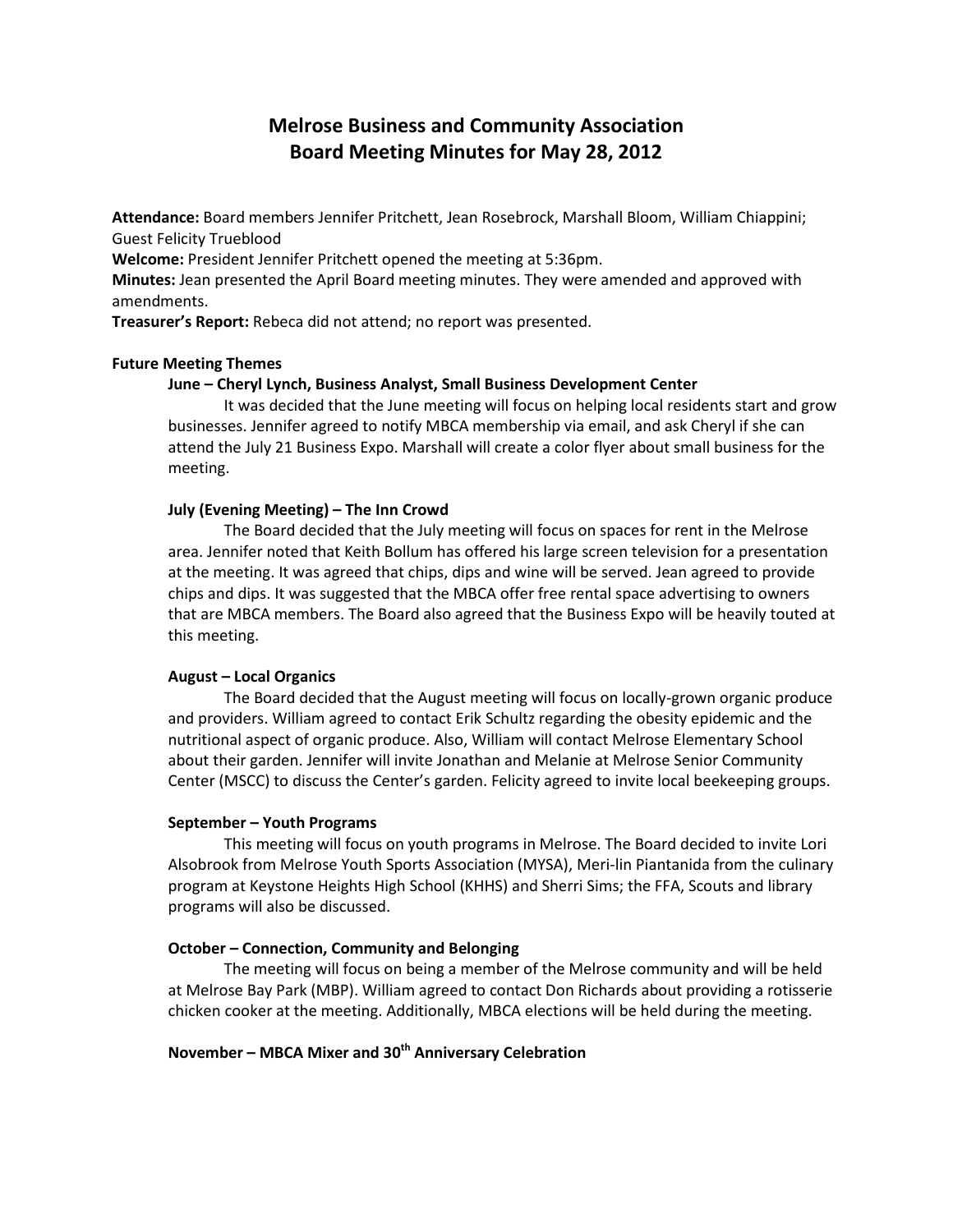# Melrose Business and Community Association
# Board Meeting Minutes for May 28, 2012

**Attendance:** Board members Jennifer Pritchett, Jean Rosebrock, Marshall Bloom, William Chiappini; Guest Felicity Trueblood

**Welcome:** President Jennifer Pritchett opened the meeting at 5:36pm.

**Minutes:** Jean presented the April Board meeting minutes. They were amended and approved with amendments.

**Treasurer's Report:** Rebeca did not attend; no report was presented.

## Future Meeting Themes

### June – Cheryl Lynch, Business Analyst, Small Business Development Center

It was decided that the June meeting will focus on helping local residents start and grow businesses. Jennifer agreed to notify MBCA membership via email, and ask Cheryl if she can attend the July 21 Business Expo. Marshall will create a color flyer about small business for the meeting.

### July (Evening Meeting) – The Inn Crowd

The Board decided that the July meeting will focus on spaces for rent in the Melrose area. Jennifer noted that Keith Bollum has offered his large screen television for a presentation at the meeting. It was agreed that chips, dips and wine will be served. Jean agreed to provide chips and dips. It was suggested that the MBCA offer free rental space advertising to owners that are MBCA members. The Board also agreed that the Business Expo will be heavily touted at this meeting.

### August – Local Organics

The Board decided that the August meeting will focus on locally-grown organic produce and providers. William agreed to contact Erik Schultz regarding the obesity epidemic and the nutritional aspect of organic produce. Also, William will contact Melrose Elementary School about their garden. Jennifer will invite Jonathan and Melanie at Melrose Senior Community Center (MSCC) to discuss the Center's garden. Felicity agreed to invite local beekeeping groups.

### September – Youth Programs

This meeting will focus on youth programs in Melrose. The Board decided to invite Lori Alsobrook from Melrose Youth Sports Association (MYSA), Meri-lin Piantanida from the culinary program at Keystone Heights High School (KHHS) and Sherri Sims; the FFA, Scouts and library programs will also be discussed.

### October – Connection, Community and Belonging

The meeting will focus on being a member of the Melrose community and will be held at Melrose Bay Park (MBP). William agreed to contact Don Richards about providing a rotisserie chicken cooker at the meeting. Additionally, MBCA elections will be held during the meeting.

### November – MBCA Mixer and 30th Anniversary Celebration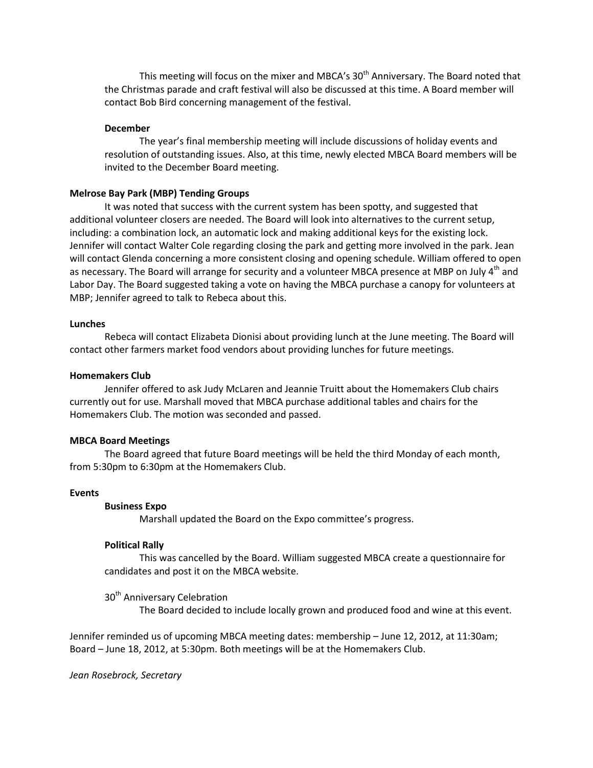This meeting will focus on the mixer and MBCA's 30th Anniversary. The Board noted that the Christmas parade and craft festival will also be discussed at this time. A Board member will contact Bob Bird concerning management of the festival.

**December**

The year's final membership meeting will include discussions of holiday events and resolution of outstanding issues. Also, at this time, newly elected MBCA Board members will be invited to the December Board meeting.

**Melrose Bay Park (MBP) Tending Groups**

It was noted that success with the current system has been spotty, and suggested that additional volunteer closers are needed. The Board will look into alternatives to the current setup, including: a combination lock, an automatic lock and making additional keys for the existing lock. Jennifer will contact Walter Cole regarding closing the park and getting more involved in the park. Jean will contact Glenda concerning a more consistent closing and opening schedule. William offered to open as necessary. The Board will arrange for security and a volunteer MBCA presence at MBP on July 4th and Labor Day. The Board suggested taking a vote on having the MBCA purchase a canopy for volunteers at MBP; Jennifer agreed to talk to Rebeca about this.

**Lunches**

Rebeca will contact Elizabeta Dionisi about providing lunch at the June meeting. The Board will contact other farmers market food vendors about providing lunches for future meetings.

**Homemakers Club**

Jennifer offered to ask Judy McLaren and Jeannie Truitt about the Homemakers Club chairs currently out for use. Marshall moved that MBCA purchase additional tables and chairs for the Homemakers Club. The motion was seconded and passed.

**MBCA Board Meetings**

The Board agreed that future Board meetings will be held the third Monday of each month, from 5:30pm to 6:30pm at the Homemakers Club.

**Events**

**Business Expo**

Marshall updated the Board on the Expo committee's progress.

**Political Rally**

This was cancelled by the Board. William suggested MBCA create a questionnaire for candidates and post it on the MBCA website.

30th Anniversary Celebration

The Board decided to include locally grown and produced food and wine at this event.

Jennifer reminded us of upcoming MBCA meeting dates: membership – June 12, 2012, at 11:30am; Board – June 18, 2012, at 5:30pm. Both meetings will be at the Homemakers Club.

*Jean Rosebrock, Secretary*